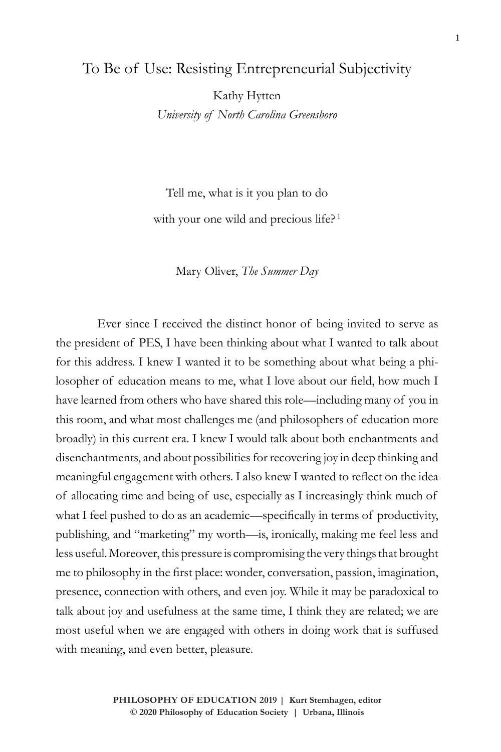# To Be of Use: Resisting Entrepreneurial Subjectivity

Kathy Hytten

*University of North Carolina Greensboro*

Tell me, what is it you plan to do

with your one wild and precious life? [1]

Mary Oliver, *The Summer Day*

Ever since I received the distinct honor of being invited to serve as the president of PES, I have been thinking about what I wanted to talk about for this address. I knew I wanted it to be something about what being a philosopher of education means to me, what I love about our field, how much I have learned from others who have shared this role—including many of you in this room, and what most challenges me (and philosophers of education more broadly) in this current era. I knew I would talk about both enchantments and disenchantments, and about possibilities for recovering joy in deep thinking and meaningful engagement with others. I also knew I wanted to reflect on the idea of allocating time and being of use, especially as I increasingly think much of what I feel pushed to do as an academic—specifically in terms of productivity, publishing, and "marketing" my worth—is, ironically, making me feel less and less useful. Moreover, this pressure is compromising the very things that brought me to philosophy in the first place: wonder, conversation, passion, imagination, presence, connection with others, and even joy. While it may be paradoxical to talk about joy and usefulness at the same time, I think they are related; we are most useful when we are engaged with others in doing work that is suffused with meaning, and even better, pleasure.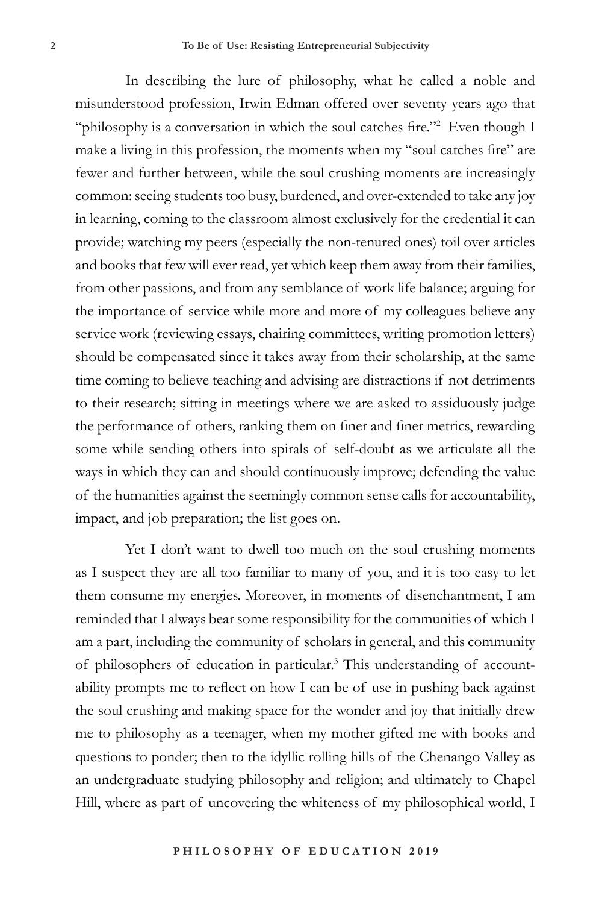In describing the lure of philosophy, what he called a noble and misunderstood profession, Irwin Edman offered over seventy years ago that "philosophy is a conversation in which the soul catches fire."[2] Even though I make a living in this profession, the moments when my "soul catches fire" are fewer and further between, while the soul crushing moments are increasingly common: seeing students too busy, burdened, and over-extended to take any joy in learning, coming to the classroom almost exclusively for the credential it can provide; watching my peers (especially the non-tenured ones) toil over articles and books that few will ever read, yet which keep them away from their families, from other passions, and from any semblance of work life balance; arguing for the importance of service while more and more of my colleagues believe any service work (reviewing essays, chairing committees, writing promotion letters) should be compensated since it takes away from their scholarship, at the same time coming to believe teaching and advising are distractions if not detriments to their research; sitting in meetings where we are asked to assiduously judge the performance of others, ranking them on finer and finer metrics, rewarding some while sending others into spirals of self-doubt as we articulate all the ways in which they can and should continuously improve; defending the value of the humanities against the seemingly common sense calls for accountability, impact, and job preparation; the list goes on.

Yet I don't want to dwell too much on the soul crushing moments as I suspect they are all too familiar to many of you, and it is too easy to let them consume my energies. Moreover, in moments of disenchantment, I am reminded that I always bear some responsibility for the communities of which I am a part, including the community of scholars in general, and this community of philosophers of education in particular.[3] This understanding of accountability prompts me to reflect on how I can be of use in pushing back against the soul crushing and making space for the wonder and joy that initially drew me to philosophy as a teenager, when my mother gifted me with books and questions to ponder; then to the idyllic rolling hills of the Chenango Valley as an undergraduate studying philosophy and religion; and ultimately to Chapel Hill, where as part of uncovering the whiteness of my philosophical world, I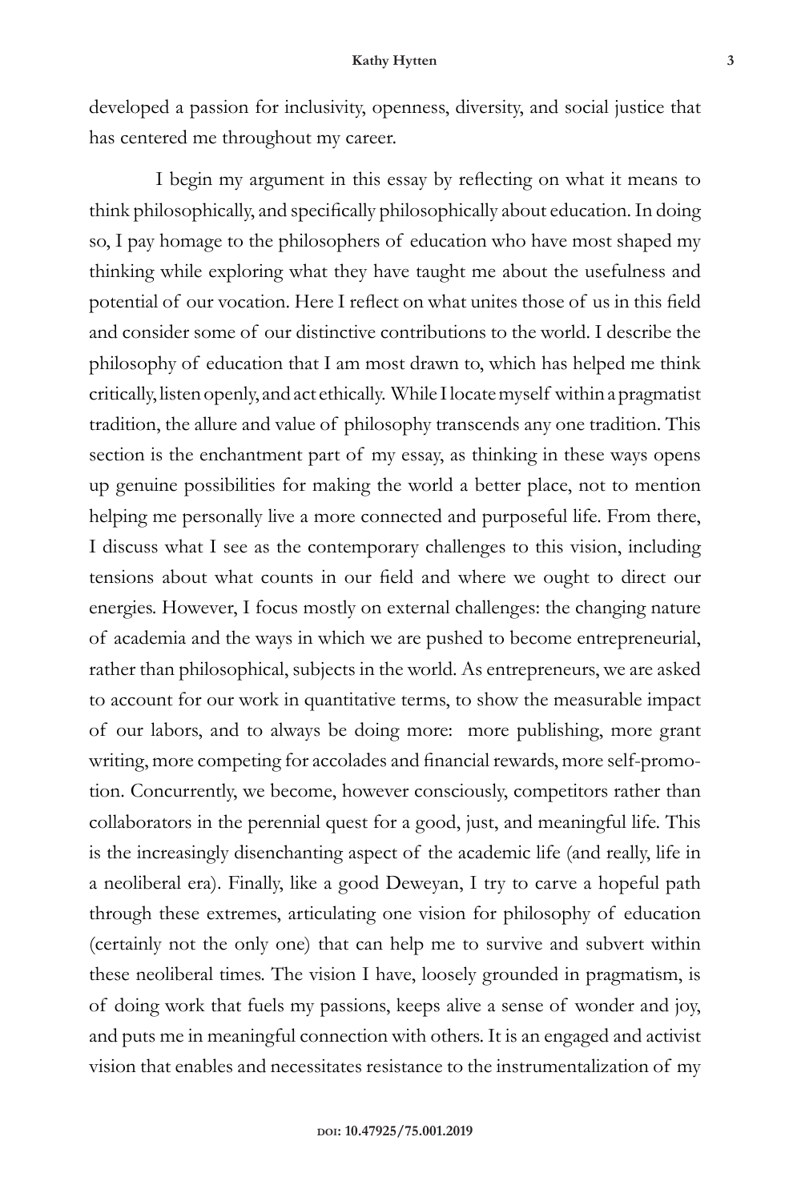developed a passion for inclusivity, openness, diversity, and social justice that has centered me throughout my career.

I begin my argument in this essay by reflecting on what it means to think philosophically, and specifically philosophically about education. In doing so, I pay homage to the philosophers of education who have most shaped my thinking while exploring what they have taught me about the usefulness and potential of our vocation. Here I reflect on what unites those of us in this field and consider some of our distinctive contributions to the world. I describe the philosophy of education that I am most drawn to, which has helped me think critically, listen openly, and act ethically. While I locate myself within a pragmatist tradition, the allure and value of philosophy transcends any one tradition. This section is the enchantment part of my essay, as thinking in these ways opens up genuine possibilities for making the world a better place, not to mention helping me personally live a more connected and purposeful life. From there, I discuss what I see as the contemporary challenges to this vision, including tensions about what counts in our field and where we ought to direct our energies. However, I focus mostly on external challenges: the changing nature of academia and the ways in which we are pushed to become entrepreneurial, rather than philosophical, subjects in the world. As entrepreneurs, we are asked to account for our work in quantitative terms, to show the measurable impact of our labors, and to always be doing more: more publishing, more grant writing, more competing for accolades and financial rewards, more self-promotion. Concurrently, we become, however consciously, competitors rather than collaborators in the perennial quest for a good, just, and meaningful life. This is the increasingly disenchanting aspect of the academic life (and really, life in a neoliberal era). Finally, like a good Deweyan, I try to carve a hopeful path through these extremes, articulating one vision for philosophy of education (certainly not the only one) that can help me to survive and subvert within these neoliberal times. The vision I have, loosely grounded in pragmatism, is of doing work that fuels my passions, keeps alive a sense of wonder and joy, and puts me in meaningful connection with others. It is an engaged and activist vision that enables and necessitates resistance to the instrumentalization of my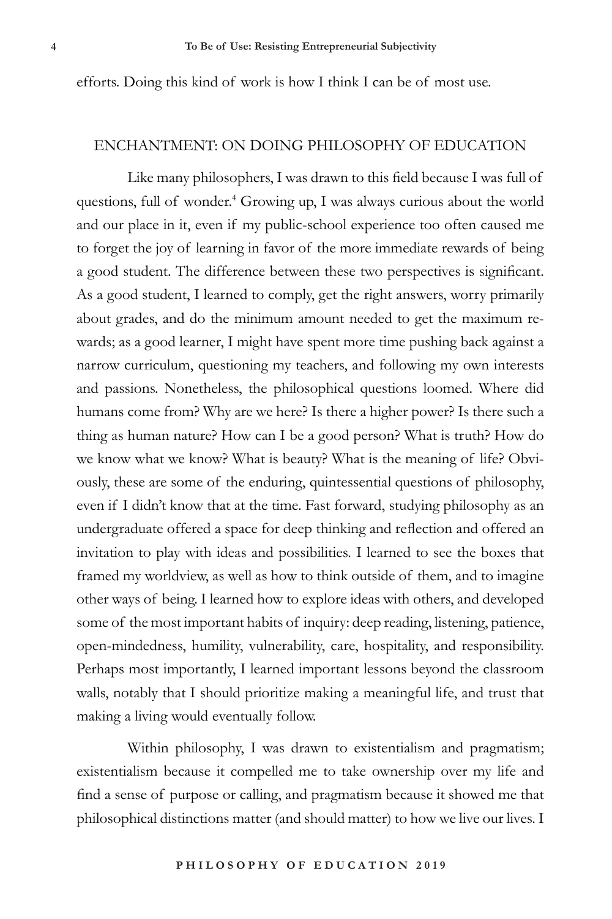efforts. Doing this kind of work is how I think I can be of most use.

## ENCHANTMENT: ON DOING PHILOSOPHY OF EDUCATION

Like many philosophers, I was drawn to this field because I was full of questions, full of wonder.[4] Growing up, I was always curious about the world and our place in it, even if my public-school experience too often caused me to forget the joy of learning in favor of the more immediate rewards of being a good student. The difference between these two perspectives is significant. As a good student, I learned to comply, get the right answers, worry primarily about grades, and do the minimum amount needed to get the maximum rewards; as a good learner, I might have spent more time pushing back against a narrow curriculum, questioning my teachers, and following my own interests and passions. Nonetheless, the philosophical questions loomed. Where did humans come from? Why are we here? Is there a higher power? Is there such a thing as human nature? How can I be a good person? What is truth? How do we know what we know? What is beauty? What is the meaning of life? Obviously, these are some of the enduring, quintessential questions of philosophy, even if I didn't know that at the time. Fast forward, studying philosophy as an undergraduate offered a space for deep thinking and reflection and offered an invitation to play with ideas and possibilities. I learned to see the boxes that framed my worldview, as well as how to think outside of them, and to imagine other ways of being. I learned how to explore ideas with others, and developed some of the most important habits of inquiry: deep reading, listening, patience, open-mindedness, humility, vulnerability, care, hospitality, and responsibility. Perhaps most importantly, I learned important lessons beyond the classroom walls, notably that I should prioritize making a meaningful life, and trust that making a living would eventually follow.

Within philosophy, I was drawn to existentialism and pragmatism; existentialism because it compelled me to take ownership over my life and find a sense of purpose or calling, and pragmatism because it showed me that philosophical distinctions matter (and should matter) to how we live our lives. I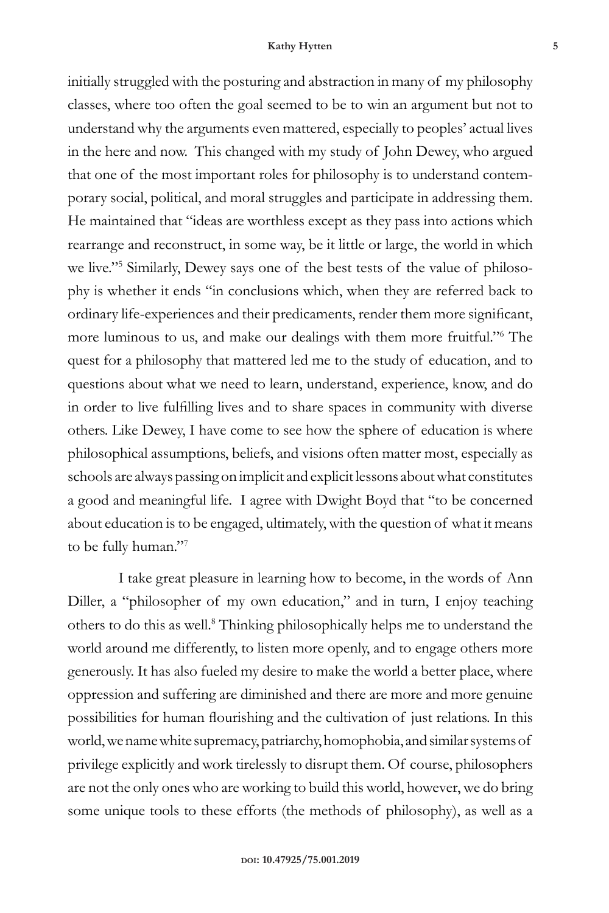initially struggled with the posturing and abstraction in many of my philosophy classes, where too often the goal seemed to be to win an argument but not to understand why the arguments even mattered, especially to peoples' actual lives in the here and now. This changed with my study of John Dewey, who argued that one of the most important roles for philosophy is to understand contemporary social, political, and moral struggles and participate in addressing them. He maintained that "ideas are worthless except as they pass into actions which rearrange and reconstruct, in some way, be it little or large, the world in which we live."[5] Similarly, Dewey says one of the best tests of the value of philosophy is whether it ends "in conclusions which, when they are referred back to ordinary life-experiences and their predicaments, render them more significant, more luminous to us, and make our dealings with them more fruitful."[6] The quest for a philosophy that mattered led me to the study of education, and to questions about what we need to learn, understand, experience, know, and do in order to live fulfilling lives and to share spaces in community with diverse others. Like Dewey, I have come to see how the sphere of education is where philosophical assumptions, beliefs, and visions often matter most, especially as schools are always passing on implicit and explicit lessons about what constitutes a good and meaningful life. I agree with Dwight Boyd that "to be concerned about education is to be engaged, ultimately, with the question of what it means to be fully human."[7]

I take great pleasure in learning how to become, in the words of Ann Diller, a "philosopher of my own education," and in turn, I enjoy teaching others to do this as well.[8] Thinking philosophically helps me to understand the world around me differently, to listen more openly, and to engage others more generously. It has also fueled my desire to make the world a better place, where oppression and suffering are diminished and there are more and more genuine possibilities for human flourishing and the cultivation of just relations. In this world, we name white supremacy, patriarchy, homophobia, and similar systems of privilege explicitly and work tirelessly to disrupt them. Of course, philosophers are not the only ones who are working to build this world, however, we do bring some unique tools to these efforts (the methods of philosophy), as well as a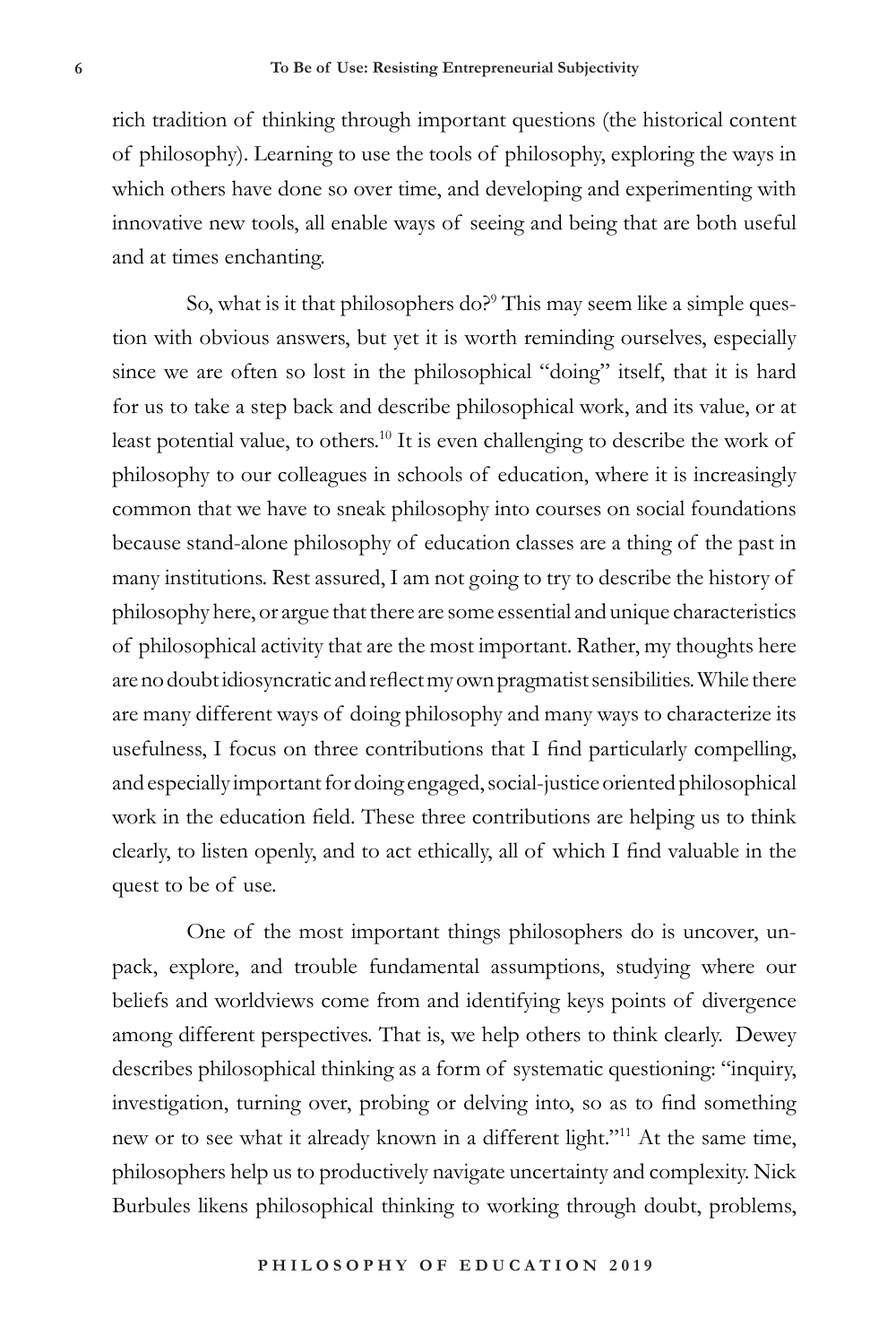rich tradition of thinking through important questions (the historical content of philosophy). Learning to use the tools of philosophy, exploring the ways in which others have done so over time, and developing and experimenting with innovative new tools, all enable ways of seeing and being that are both useful and at times enchanting.

So, what is it that philosophers do?[9] This may seem like a simple question with obvious answers, but yet it is worth reminding ourselves, especially since we are often so lost in the philosophical "doing" itself, that it is hard for us to take a step back and describe philosophical work, and its value, or at least potential value, to others.[10] It is even challenging to describe the work of philosophy to our colleagues in schools of education, where it is increasingly common that we have to sneak philosophy into courses on social foundations because stand-alone philosophy of education classes are a thing of the past in many institutions. Rest assured, I am not going to try to describe the history of philosophy here, or argue that there are some essential and unique characteristics of philosophical activity that are the most important. Rather, my thoughts here are no doubt idiosyncratic and reflect my own pragmatist sensibilities. While there are many different ways of doing philosophy and many ways to characterize its usefulness, I focus on three contributions that I find particularly compelling, and especially important for doing engaged, social-justice oriented philosophical work in the education field. These three contributions are helping us to think clearly, to listen openly, and to act ethically, all of which I find valuable in the quest to be of use.

One of the most important things philosophers do is uncover, unpack, explore, and trouble fundamental assumptions, studying where our beliefs and worldviews come from and identifying keys points of divergence among different perspectives. That is, we help others to think clearly. Dewey describes philosophical thinking as a form of systematic questioning: "inquiry, investigation, turning over, probing or delving into, so as to find something new or to see what it already known in a different light."[11] At the same time, philosophers help us to productively navigate uncertainty and complexity. Nick Burbules likens philosophical thinking to working through doubt, problems,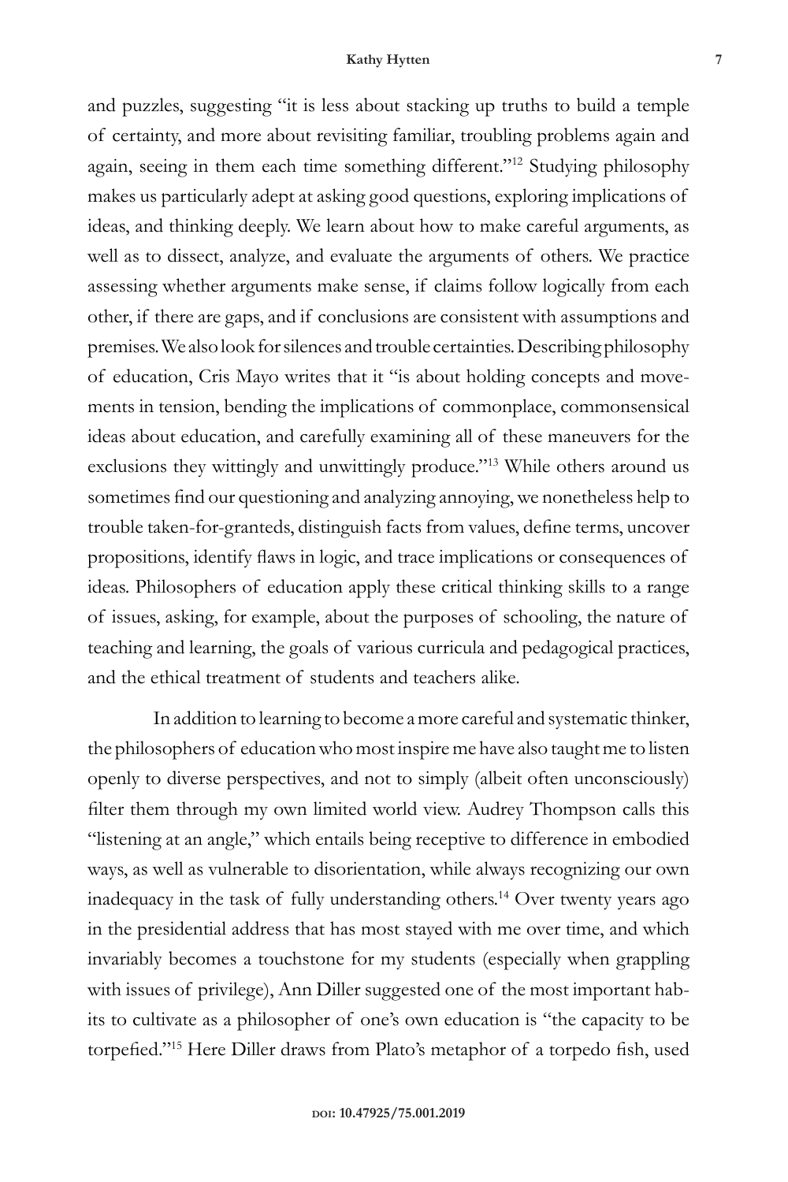and puzzles, suggesting "it is less about stacking up truths to build a temple of certainty, and more about revisiting familiar, troubling problems again and again, seeing in them each time something different."[12] Studying philosophy makes us particularly adept at asking good questions, exploring implications of ideas, and thinking deeply. We learn about how to make careful arguments, as well as to dissect, analyze, and evaluate the arguments of others. We practice assessing whether arguments make sense, if claims follow logically from each other, if there are gaps, and if conclusions are consistent with assumptions and premises. We also look for silences and trouble certainties. Describing philosophy of education, Cris Mayo writes that it "is about holding concepts and movements in tension, bending the implications of commonplace, commonsensical ideas about education, and carefully examining all of these maneuvers for the exclusions they wittingly and unwittingly produce."[13] While others around us sometimes find our questioning and analyzing annoying, we nonetheless help to trouble taken-for-granteds, distinguish facts from values, define terms, uncover propositions, identify flaws in logic, and trace implications or consequences of ideas. Philosophers of education apply these critical thinking skills to a range of issues, asking, for example, about the purposes of schooling, the nature of teaching and learning, the goals of various curricula and pedagogical practices, and the ethical treatment of students and teachers alike.

In addition to learning to become a more careful and systematic thinker, the philosophers of education who most inspire me have also taught me to listen openly to diverse perspectives, and not to simply (albeit often unconsciously) filter them through my own limited world view. Audrey Thompson calls this "listening at an angle," which entails being receptive to difference in embodied ways, as well as vulnerable to disorientation, while always recognizing our own inadequacy in the task of fully understanding others.[14] Over twenty years ago in the presidential address that has most stayed with me over time, and which invariably becomes a touchstone for my students (especially when grappling with issues of privilege), Ann Diller suggested one of the most important habits to cultivate as a philosopher of one's own education is "the capacity to be torpefied."[15] Here Diller draws from Plato's metaphor of a torpedo fish, used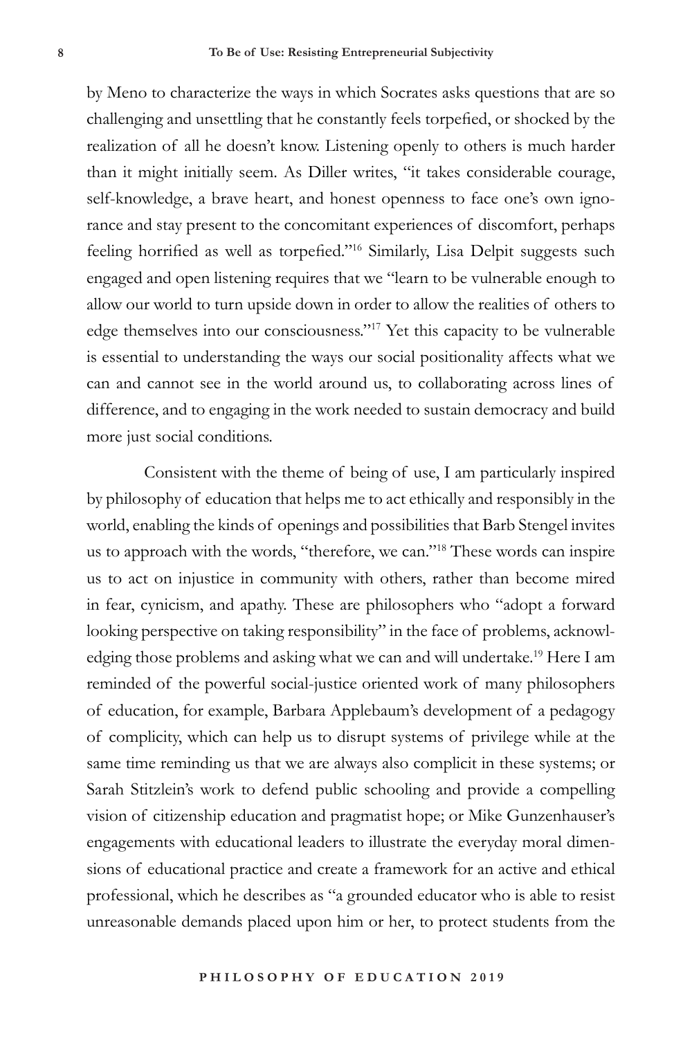by Meno to characterize the ways in which Socrates asks questions that are so challenging and unsettling that he constantly feels torpefied, or shocked by the realization of all he doesn't know. Listening openly to others is much harder than it might initially seem. As Diller writes, "it takes considerable courage, self-knowledge, a brave heart, and honest openness to face one's own ignorance and stay present to the concomitant experiences of discomfort, perhaps feeling horrified as well as torpefied."[16] Similarly, Lisa Delpit suggests such engaged and open listening requires that we "learn to be vulnerable enough to allow our world to turn upside down in order to allow the realities of others to edge themselves into our consciousness."[17] Yet this capacity to be vulnerable is essential to understanding the ways our social positionality affects what we can and cannot see in the world around us, to collaborating across lines of difference, and to engaging in the work needed to sustain democracy and build more just social conditions.

Consistent with the theme of being of use, I am particularly inspired by philosophy of education that helps me to act ethically and responsibly in the world, enabling the kinds of openings and possibilities that Barb Stengel invites us to approach with the words, "therefore, we can."[18] These words can inspire us to act on injustice in community with others, rather than become mired in fear, cynicism, and apathy. These are philosophers who "adopt a forward looking perspective on taking responsibility" in the face of problems, acknowledging those problems and asking what we can and will undertake.[19] Here I am reminded of the powerful social-justice oriented work of many philosophers of education, for example, Barbara Applebaum's development of a pedagogy of complicity, which can help us to disrupt systems of privilege while at the same time reminding us that we are always also complicit in these systems; or Sarah Stitzlein's work to defend public schooling and provide a compelling vision of citizenship education and pragmatist hope; or Mike Gunzenhauser's engagements with educational leaders to illustrate the everyday moral dimensions of educational practice and create a framework for an active and ethical professional, which he describes as "a grounded educator who is able to resist unreasonable demands placed upon him or her, to protect students from the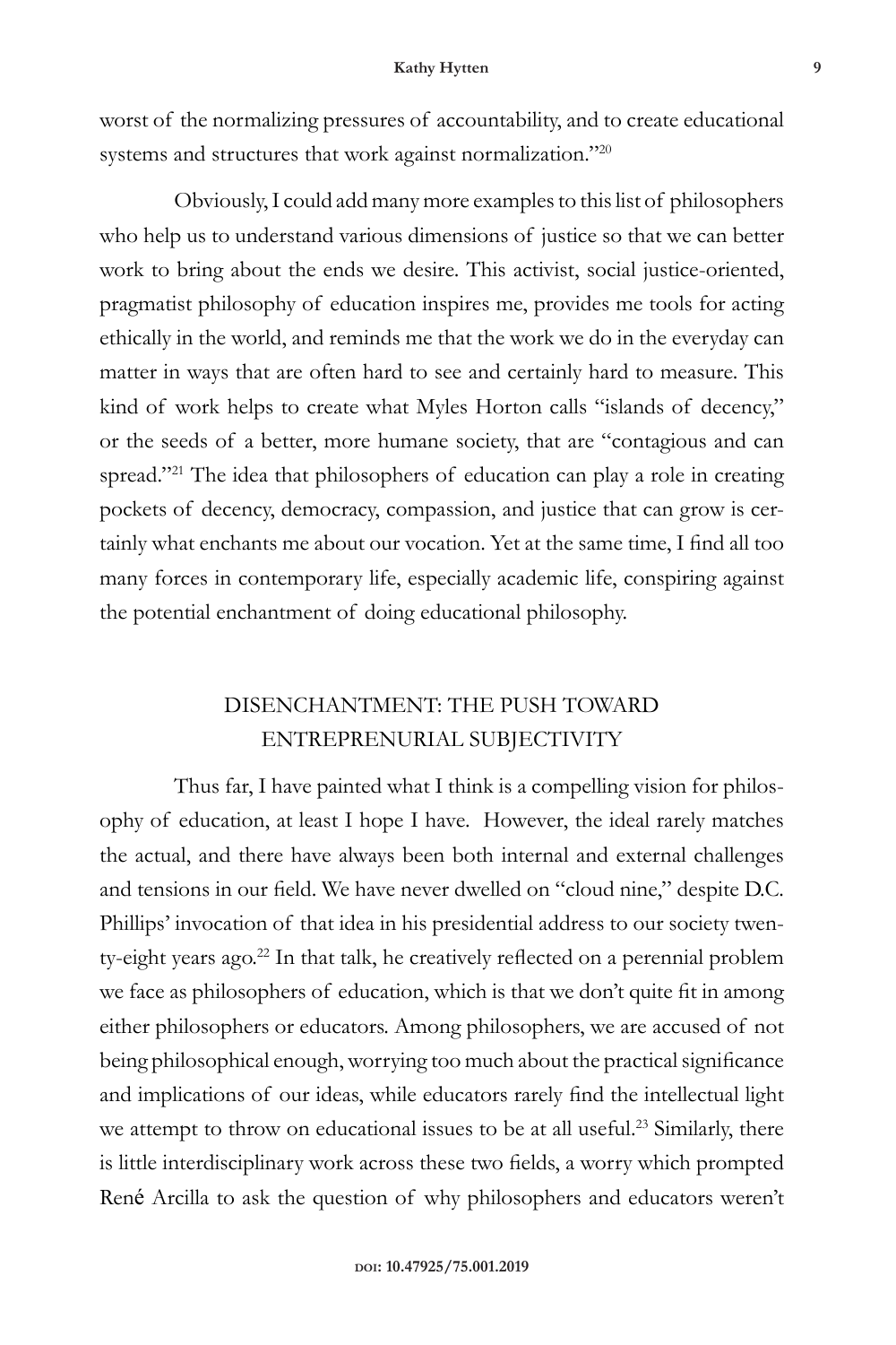worst of the normalizing pressures of accountability, and to create educational systems and structures that work against normalization."[20]

Obviously, I could add many more examples to this list of philosophers who help us to understand various dimensions of justice so that we can better work to bring about the ends we desire. This activist, social justice-oriented, pragmatist philosophy of education inspires me, provides me tools for acting ethically in the world, and reminds me that the work we do in the everyday can matter in ways that are often hard to see and certainly hard to measure. This kind of work helps to create what Myles Horton calls "islands of decency," or the seeds of a better, more humane society, that are "contagious and can spread."[21] The idea that philosophers of education can play a role in creating pockets of decency, democracy, compassion, and justice that can grow is certainly what enchants me about our vocation. Yet at the same time, I find all too many forces in contemporary life, especially academic life, conspiring against the potential enchantment of doing educational philosophy.

## DISENCHANTMENT: THE PUSH TOWARD ENTREPRENURIAL SUBJECTIVITY

Thus far, I have painted what I think is a compelling vision for philosophy of education, at least I hope I have. However, the ideal rarely matches the actual, and there have always been both internal and external challenges and tensions in our field. We have never dwelled on "cloud nine," despite D.C. Phillips' invocation of that idea in his presidential address to our society twenty-eight years ago.[22] In that talk, he creatively reflected on a perennial problem we face as philosophers of education, which is that we don't quite fit in among either philosophers or educators. Among philosophers, we are accused of not being philosophical enough, worrying too much about the practical significance and implications of our ideas, while educators rarely find the intellectual light we attempt to throw on educational issues to be at all useful.[23] Similarly, there is little interdisciplinary work across these two fields, a worry which prompted René Arcilla to ask the question of why philosophers and educators weren't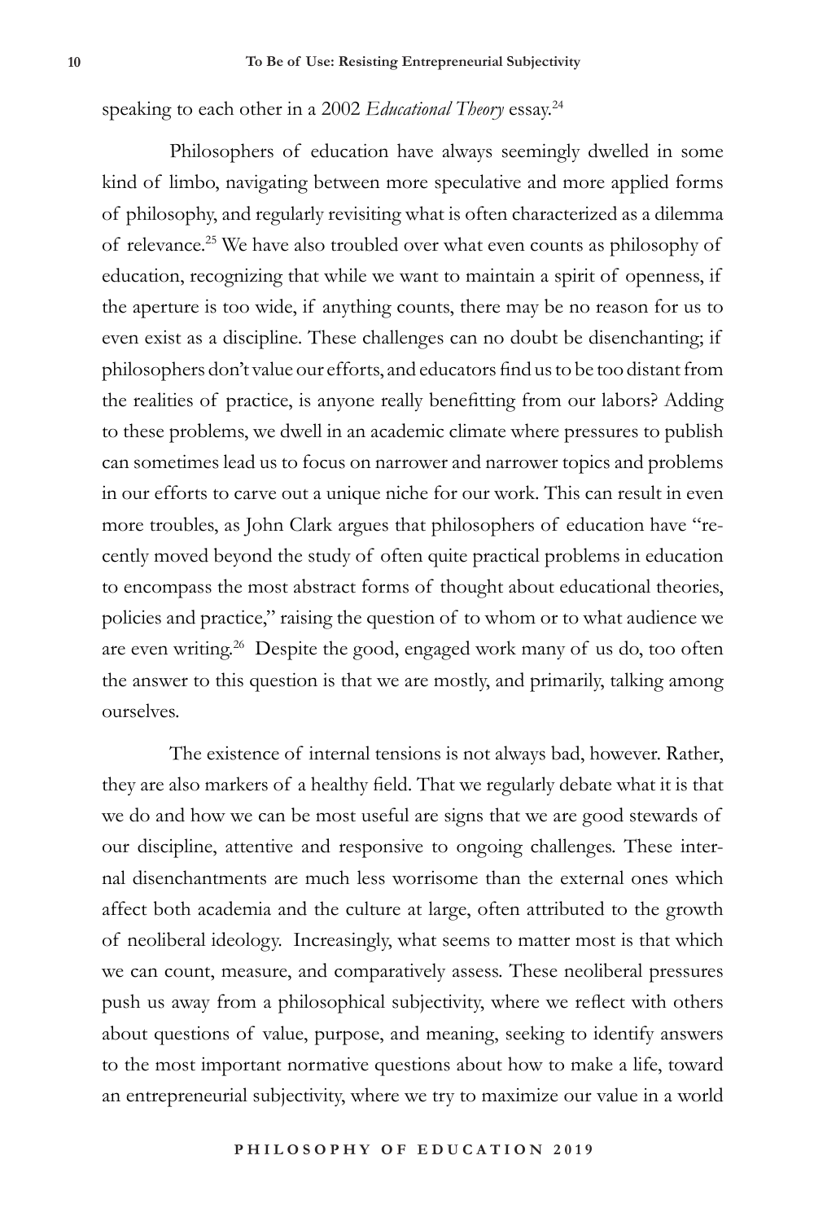speaking to each other in a 2002 *Educational Theory* essay.[24]

Philosophers of education have always seemingly dwelled in some kind of limbo, navigating between more speculative and more applied forms of philosophy, and regularly revisiting what is often characterized as a dilemma of relevance.[25] We have also troubled over what even counts as philosophy of education, recognizing that while we want to maintain a spirit of openness, if the aperture is too wide, if anything counts, there may be no reason for us to even exist as a discipline. These challenges can no doubt be disenchanting; if philosophers don't value our efforts, and educators find us to be too distant from the realities of practice, is anyone really benefitting from our labors? Adding to these problems, we dwell in an academic climate where pressures to publish can sometimes lead us to focus on narrower and narrower topics and problems in our efforts to carve out a unique niche for our work. This can result in even more troubles, as John Clark argues that philosophers of education have "recently moved beyond the study of often quite practical problems in education to encompass the most abstract forms of thought about educational theories, policies and practice," raising the question of to whom or to what audience we are even writing.[26] Despite the good, engaged work many of us do, too often the answer to this question is that we are mostly, and primarily, talking among ourselves.

The existence of internal tensions is not always bad, however. Rather, they are also markers of a healthy field. That we regularly debate what it is that we do and how we can be most useful are signs that we are good stewards of our discipline, attentive and responsive to ongoing challenges. These internal disenchantments are much less worrisome than the external ones which affect both academia and the culture at large, often attributed to the growth of neoliberal ideology. Increasingly, what seems to matter most is that which we can count, measure, and comparatively assess. These neoliberal pressures push us away from a philosophical subjectivity, where we reflect with others about questions of value, purpose, and meaning, seeking to identify answers to the most important normative questions about how to make a life, toward an entrepreneurial subjectivity, where we try to maximize our value in a world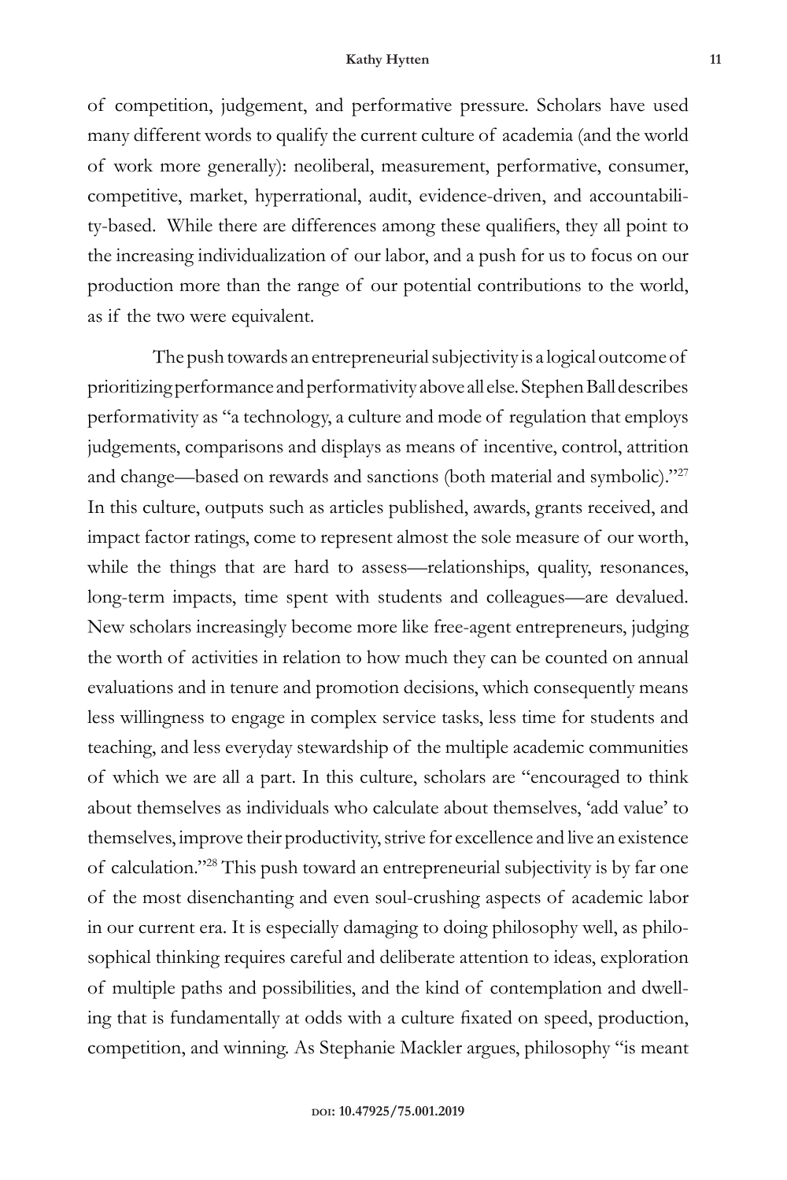of competition, judgement, and performative pressure. Scholars have used many different words to qualify the current culture of academia (and the world of work more generally): neoliberal, measurement, performative, consumer, competitive, market, hyperrational, audit, evidence-driven, and accountability-based. While there are differences among these qualifiers, they all point to the increasing individualization of our labor, and a push for us to focus on our production more than the range of our potential contributions to the world, as if the two were equivalent.

The push towards an entrepreneurial subjectivity is a logical outcome of prioritizing performance and performativity above all else. Stephen Ball describes performativity as "a technology, a culture and mode of regulation that employs judgements, comparisons and displays as means of incentive, control, attrition and change—based on rewards and sanctions (both material and symbolic)."[27] In this culture, outputs such as articles published, awards, grants received, and impact factor ratings, come to represent almost the sole measure of our worth, while the things that are hard to assess—relationships, quality, resonances, long-term impacts, time spent with students and colleagues—are devalued. New scholars increasingly become more like free-agent entrepreneurs, judging the worth of activities in relation to how much they can be counted on annual evaluations and in tenure and promotion decisions, which consequently means less willingness to engage in complex service tasks, less time for students and teaching, and less everyday stewardship of the multiple academic communities of which we are all a part. In this culture, scholars are "encouraged to think about themselves as individuals who calculate about themselves, 'add value' to themselves, improve their productivity, strive for excellence and live an existence of calculation."[28] This push toward an entrepreneurial subjectivity is by far one of the most disenchanting and even soul-crushing aspects of academic labor in our current era. It is especially damaging to doing philosophy well, as philosophical thinking requires careful and deliberate attention to ideas, exploration of multiple paths and possibilities, and the kind of contemplation and dwelling that is fundamentally at odds with a culture fixated on speed, production, competition, and winning. As Stephanie Mackler argues, philosophy "is meant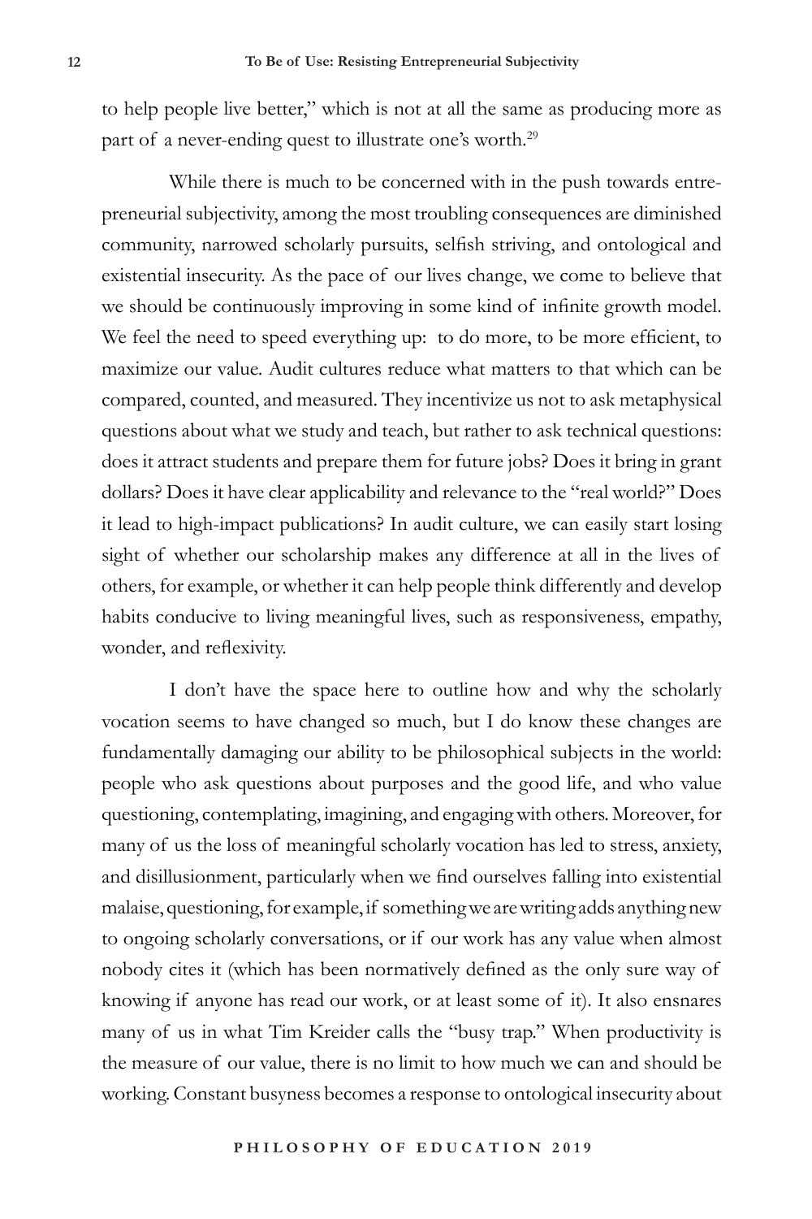to help people live better," which is not at all the same as producing more as part of a never-ending quest to illustrate one's worth.[29]

While there is much to be concerned with in the push towards entrepreneurial subjectivity, among the most troubling consequences are diminished community, narrowed scholarly pursuits, selfish striving, and ontological and existential insecurity. As the pace of our lives change, we come to believe that we should be continuously improving in some kind of infinite growth model. We feel the need to speed everything up: to do more, to be more efficient, to maximize our value. Audit cultures reduce what matters to that which can be compared, counted, and measured. They incentivize us not to ask metaphysical questions about what we study and teach, but rather to ask technical questions: does it attract students and prepare them for future jobs? Does it bring in grant dollars? Does it have clear applicability and relevance to the "real world?" Does it lead to high-impact publications? In audit culture, we can easily start losing sight of whether our scholarship makes any difference at all in the lives of others, for example, or whether it can help people think differently and develop habits conducive to living meaningful lives, such as responsiveness, empathy, wonder, and reflexivity.

I don't have the space here to outline how and why the scholarly vocation seems to have changed so much, but I do know these changes are fundamentally damaging our ability to be philosophical subjects in the world: people who ask questions about purposes and the good life, and who value questioning, contemplating, imagining, and engaging with others. Moreover, for many of us the loss of meaningful scholarly vocation has led to stress, anxiety, and disillusionment, particularly when we find ourselves falling into existential malaise, questioning, for example, if something we are writing adds anything new to ongoing scholarly conversations, or if our work has any value when almost nobody cites it (which has been normatively defined as the only sure way of knowing if anyone has read our work, or at least some of it). It also ensnares many of us in what Tim Kreider calls the "busy trap." When productivity is the measure of our value, there is no limit to how much we can and should be working. Constant busyness becomes a response to ontological insecurity about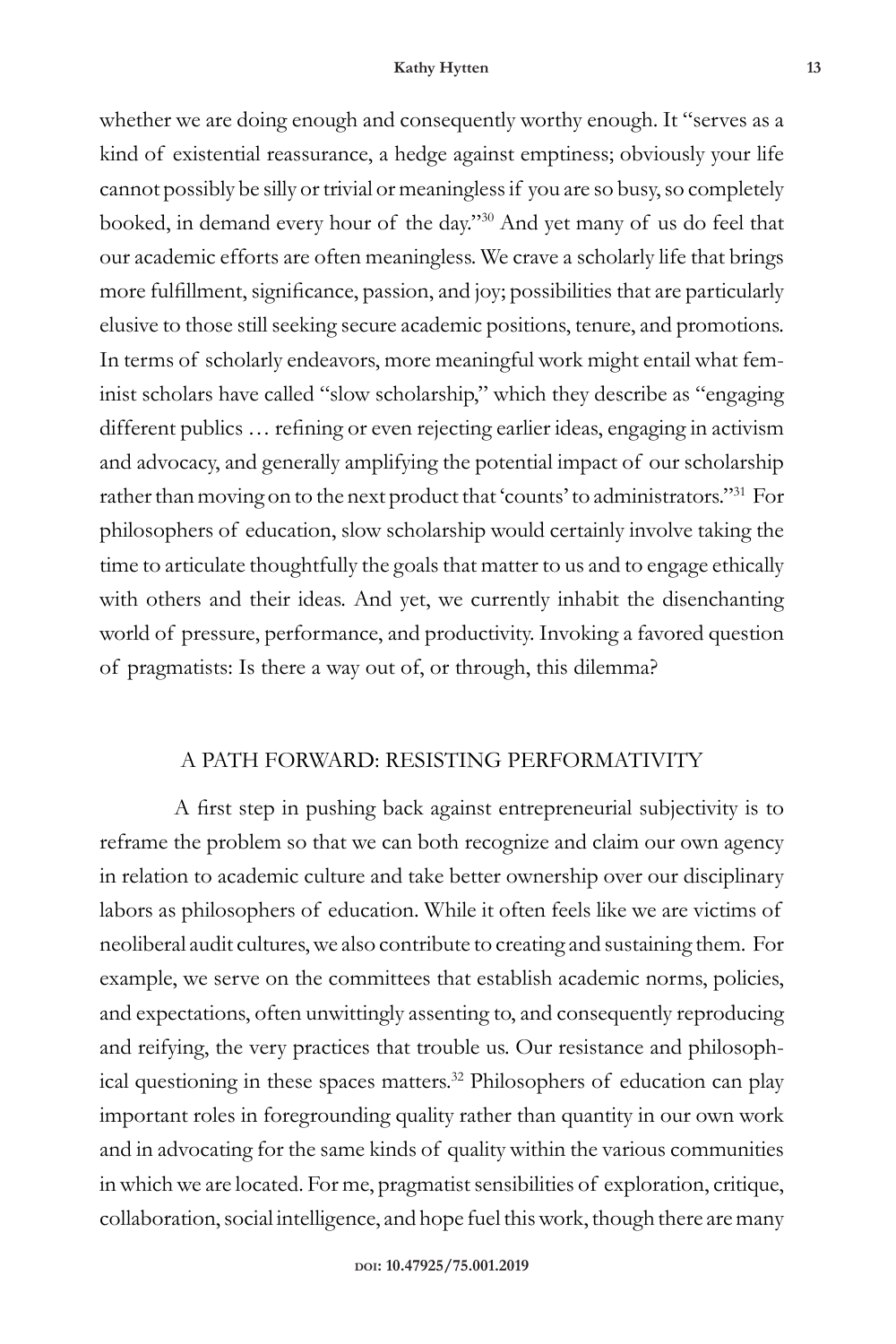whether we are doing enough and consequently worthy enough. It "serves as a kind of existential reassurance, a hedge against emptiness; obviously your life cannot possibly be silly or trivial or meaningless if you are so busy, so completely booked, in demand every hour of the day."[30] And yet many of us do feel that our academic efforts are often meaningless. We crave a scholarly life that brings more fulfillment, significance, passion, and joy; possibilities that are particularly elusive to those still seeking secure academic positions, tenure, and promotions. In terms of scholarly endeavors, more meaningful work might entail what feminist scholars have called "slow scholarship," which they describe as "engaging different publics … refining or even rejecting earlier ideas, engaging in activism and advocacy, and generally amplifying the potential impact of our scholarship rather than moving on to the next product that 'counts' to administrators."[31] For philosophers of education, slow scholarship would certainly involve taking the time to articulate thoughtfully the goals that matter to us and to engage ethically with others and their ideas. And yet, we currently inhabit the disenchanting world of pressure, performance, and productivity. Invoking a favored question of pragmatists: Is there a way out of, or through, this dilemma?

## A PATH FORWARD: RESISTING PERFORMATIVITY

A first step in pushing back against entrepreneurial subjectivity is to reframe the problem so that we can both recognize and claim our own agency in relation to academic culture and take better ownership over our disciplinary labors as philosophers of education. While it often feels like we are victims of neoliberal audit cultures, we also contribute to creating and sustaining them. For example, we serve on the committees that establish academic norms, policies, and expectations, often unwittingly assenting to, and consequently reproducing and reifying, the very practices that trouble us. Our resistance and philosophical questioning in these spaces matters.[32] Philosophers of education can play important roles in foregrounding quality rather than quantity in our own work and in advocating for the same kinds of quality within the various communities in which we are located. For me, pragmatist sensibilities of exploration, critique, collaboration, social intelligence, and hope fuel this work, though there are many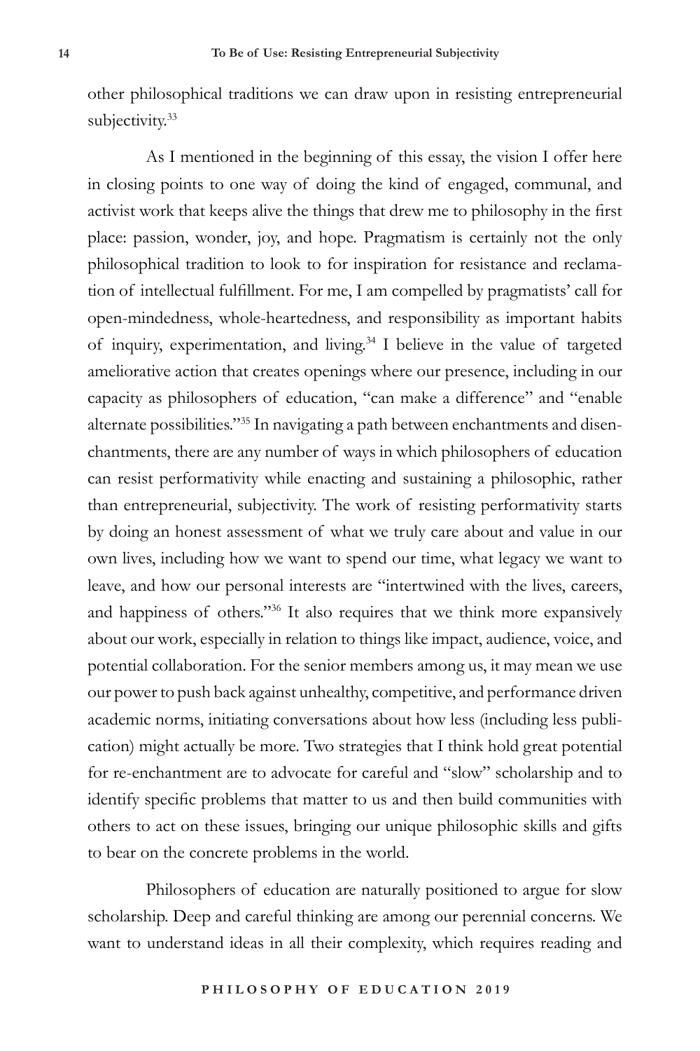other philosophical traditions we can draw upon in resisting entrepreneurial subjectivity.[33]

As I mentioned in the beginning of this essay, the vision I offer here in closing points to one way of doing the kind of engaged, communal, and activist work that keeps alive the things that drew me to philosophy in the first place: passion, wonder, joy, and hope. Pragmatism is certainly not the only philosophical tradition to look to for inspiration for resistance and reclamation of intellectual fulfillment. For me, I am compelled by pragmatists' call for open-mindedness, whole-heartedness, and responsibility as important habits of inquiry, experimentation, and living.[34] I believe in the value of targeted ameliorative action that creates openings where our presence, including in our capacity as philosophers of education, "can make a difference" and "enable alternate possibilities."[35] In navigating a path between enchantments and disenchantments, there are any number of ways in which philosophers of education can resist performativity while enacting and sustaining a philosophic, rather than entrepreneurial, subjectivity. The work of resisting performativity starts by doing an honest assessment of what we truly care about and value in our own lives, including how we want to spend our time, what legacy we want to leave, and how our personal interests are "intertwined with the lives, careers, and happiness of others."[36] It also requires that we think more expansively about our work, especially in relation to things like impact, audience, voice, and potential collaboration. For the senior members among us, it may mean we use our power to push back against unhealthy, competitive, and performance driven academic norms, initiating conversations about how less (including less publication) might actually be more. Two strategies that I think hold great potential for re-enchantment are to advocate for careful and "slow" scholarship and to identify specific problems that matter to us and then build communities with others to act on these issues, bringing our unique philosophic skills and gifts to bear on the concrete problems in the world.

Philosophers of education are naturally positioned to argue for slow scholarship. Deep and careful thinking are among our perennial concerns. We want to understand ideas in all their complexity, which requires reading and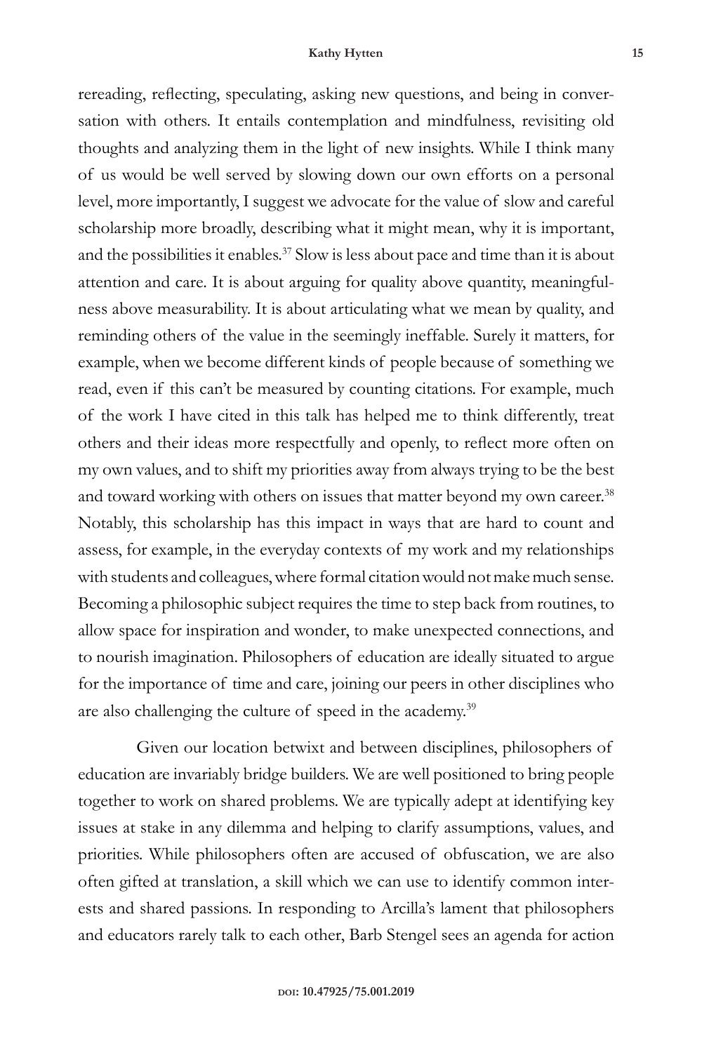rereading, reflecting, speculating, asking new questions, and being in conversation with others. It entails contemplation and mindfulness, revisiting old thoughts and analyzing them in the light of new insights. While I think many of us would be well served by slowing down our own efforts on a personal level, more importantly, I suggest we advocate for the value of slow and careful scholarship more broadly, describing what it might mean, why it is important, and the possibilities it enables.[37] Slow is less about pace and time than it is about attention and care. It is about arguing for quality above quantity, meaningfulness above measurability. It is about articulating what we mean by quality, and reminding others of the value in the seemingly ineffable. Surely it matters, for example, when we become different kinds of people because of something we read, even if this can't be measured by counting citations. For example, much of the work I have cited in this talk has helped me to think differently, treat others and their ideas more respectfully and openly, to reflect more often on my own values, and to shift my priorities away from always trying to be the best and toward working with others on issues that matter beyond my own career.[38] Notably, this scholarship has this impact in ways that are hard to count and assess, for example, in the everyday contexts of my work and my relationships with students and colleagues, where formal citation would not make much sense. Becoming a philosophic subject requires the time to step back from routines, to allow space for inspiration and wonder, to make unexpected connections, and to nourish imagination. Philosophers of education are ideally situated to argue for the importance of time and care, joining our peers in other disciplines who are also challenging the culture of speed in the academy.[39]

Given our location betwixt and between disciplines, philosophers of education are invariably bridge builders. We are well positioned to bring people together to work on shared problems. We are typically adept at identifying key issues at stake in any dilemma and helping to clarify assumptions, values, and priorities. While philosophers often are accused of obfuscation, we are also often gifted at translation, a skill which we can use to identify common interests and shared passions. In responding to Arcilla's lament that philosophers and educators rarely talk to each other, Barb Stengel sees an agenda for action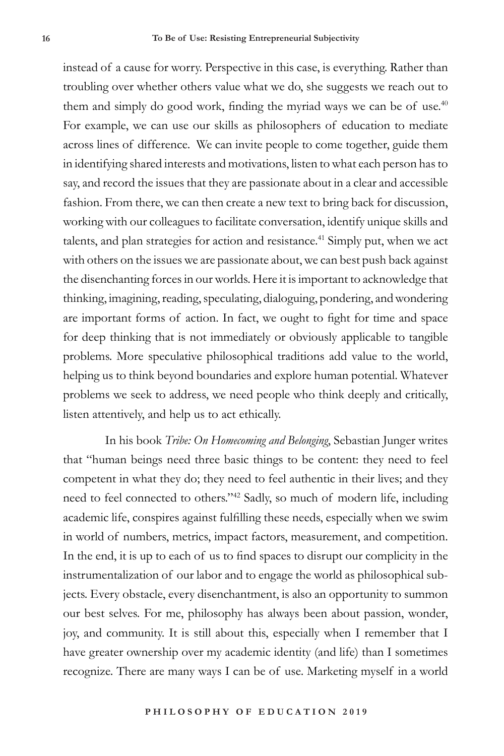instead of a cause for worry. Perspective in this case, is everything. Rather than troubling over whether others value what we do, she suggests we reach out to them and simply do good work, finding the myriad ways we can be of use.[40] For example, we can use our skills as philosophers of education to mediate across lines of difference. We can invite people to come together, guide them in identifying shared interests and motivations, listen to what each person has to say, and record the issues that they are passionate about in a clear and accessible fashion. From there, we can then create a new text to bring back for discussion, working with our colleagues to facilitate conversation, identify unique skills and talents, and plan strategies for action and resistance.[41] Simply put, when we act with others on the issues we are passionate about, we can best push back against the disenchanting forces in our worlds. Here it is important to acknowledge that thinking, imagining, reading, speculating, dialoguing, pondering, and wondering are important forms of action. In fact, we ought to fight for time and space for deep thinking that is not immediately or obviously applicable to tangible problems. More speculative philosophical traditions add value to the world, helping us to think beyond boundaries and explore human potential. Whatever problems we seek to address, we need people who think deeply and critically, listen attentively, and help us to act ethically.

In his book *Tribe: On Homecoming and Belonging*, Sebastian Junger writes that "human beings need three basic things to be content: they need to feel competent in what they do; they need to feel authentic in their lives; and they need to feel connected to others."[42] Sadly, so much of modern life, including academic life, conspires against fulfilling these needs, especially when we swim in world of numbers, metrics, impact factors, measurement, and competition. In the end, it is up to each of us to find spaces to disrupt our complicity in the instrumentalization of our labor and to engage the world as philosophical subjects. Every obstacle, every disenchantment, is also an opportunity to summon our best selves. For me, philosophy has always been about passion, wonder, joy, and community. It is still about this, especially when I remember that I have greater ownership over my academic identity (and life) than I sometimes recognize. There are many ways I can be of use. Marketing myself in a world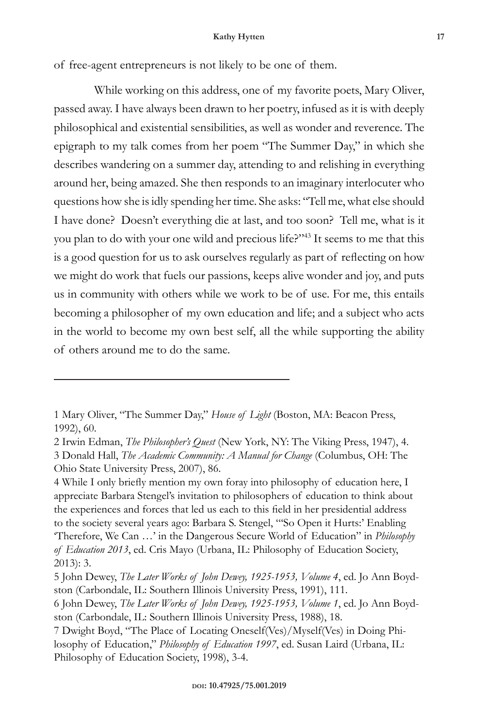of free-agent entrepreneurs is not likely to be one of them.

While working on this address, one of my favorite poets, Mary Oliver, passed away. I have always been drawn to her poetry, infused as it is with deeply philosophical and existential sensibilities, as well as wonder and reverence. The epigraph to my talk comes from her poem "The Summer Day," in which she describes wandering on a summer day, attending to and relishing in everything around her, being amazed. She then responds to an imaginary interlocuter who questions how she is idly spending her time. She asks: "Tell me, what else should I have done? Doesn't everything die at last, and too soon? Tell me, what is it you plan to do with your one wild and precious life?"[43] It seems to me that this is a good question for us to ask ourselves regularly as part of reflecting on how we might do work that fuels our passions, keeps alive wonder and joy, and puts us in community with others while we work to be of use. For me, this entails becoming a philosopher of my own education and life; and a subject who acts in the world to become my own best self, all the while supporting the ability of others around me to do the same.

---

1 Mary Oliver, "The Summer Day," *House of Light* (Boston, MA: Beacon Press, 1992), 60.

2 Irwin Edman, *The Philosopher's Quest* (New York, NY: The Viking Press, 1947), 4.

3 Donald Hall, *The Academic Community: A Manual for Change* (Columbus, OH: The Ohio State University Press, 2007), 86.

4 While I only briefly mention my own foray into philosophy of education here, I appreciate Barbara Stengel's invitation to philosophers of education to think about the experiences and forces that led us each to this field in her presidential address to the society several years ago: Barbara S. Stengel, "'So Open it Hurts:' Enabling 'Therefore, We Can …' in the Dangerous Secure World of Education" in *Philosophy of Education 2013*, ed. Cris Mayo (Urbana, IL: Philosophy of Education Society, 2013): 3.

5 John Dewey, *The Later Works of John Dewey, 1925-1953, Volume 4*, ed. Jo Ann Boydston (Carbondale, IL: Southern Illinois University Press, 1991), 111.

6 John Dewey, *The Later Works of John Dewey, 1925-1953, Volume 1*, ed. Jo Ann Boydston (Carbondale, IL: Southern Illinois University Press, 1988), 18.

7 Dwight Boyd, "The Place of Locating Oneself(Ves)/Myself(Ves) in Doing Philosophy of Education," *Philosophy of Education 1997*, ed. Susan Laird (Urbana, IL: Philosophy of Education Society, 1998), 3-4.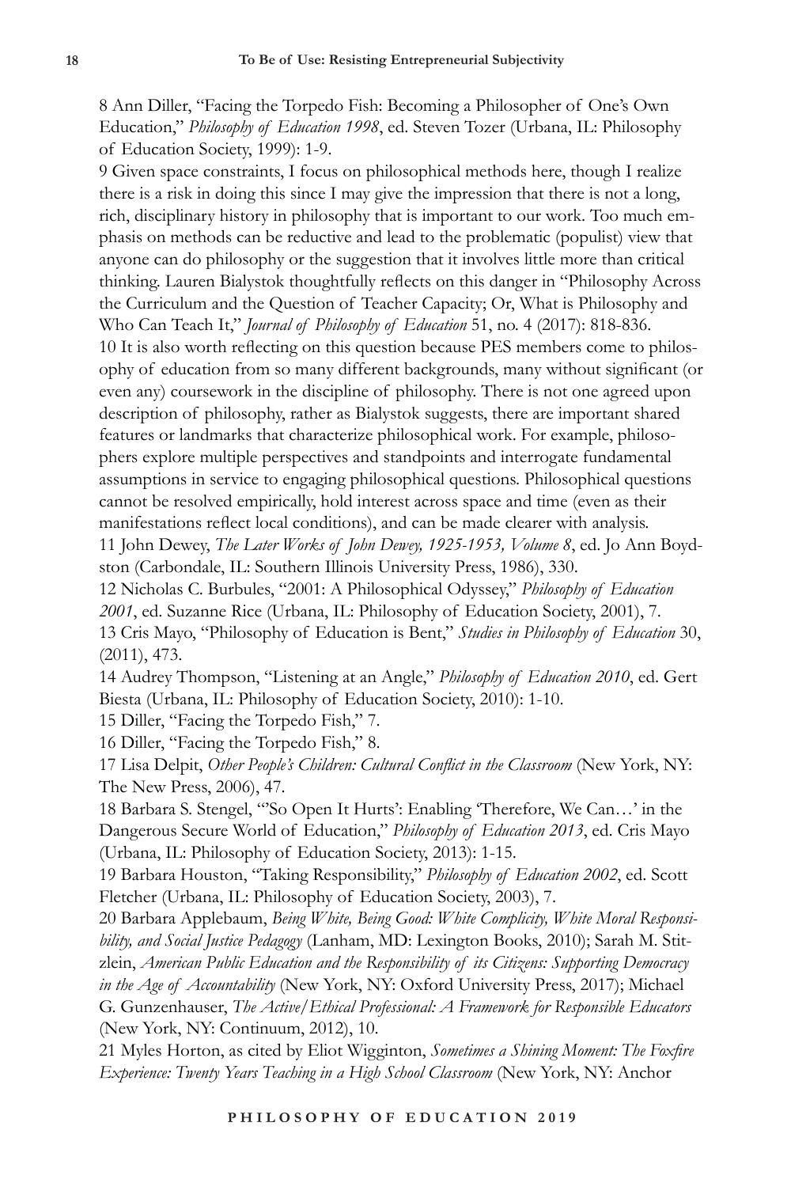8 Ann Diller, "Facing the Torpedo Fish: Becoming a Philosopher of One's Own Education," *Philosophy of Education 1998*, ed. Steven Tozer (Urbana, IL: Philosophy of Education Society, 1999): 1-9.

9 Given space constraints, I focus on philosophical methods here, though I realize there is a risk in doing this since I may give the impression that there is not a long, rich, disciplinary history in philosophy that is important to our work. Too much emphasis on methods can be reductive and lead to the problematic (populist) view that anyone can do philosophy or the suggestion that it involves little more than critical thinking. Lauren Bialystok thoughtfully reflects on this danger in "Philosophy Across the Curriculum and the Question of Teacher Capacity; Or, What is Philosophy and Who Can Teach It," *Journal of Philosophy of Education* 51, no. 4 (2017): 818-836.

10 It is also worth reflecting on this question because PES members come to philosophy of education from so many different backgrounds, many without significant (or even any) coursework in the discipline of philosophy. There is not one agreed upon description of philosophy, rather as Bialystok suggests, there are important shared features or landmarks that characterize philosophical work. For example, philosophers explore multiple perspectives and standpoints and interrogate fundamental assumptions in service to engaging philosophical questions. Philosophical questions cannot be resolved empirically, hold interest across space and time (even as their manifestations reflect local conditions), and can be made clearer with analysis.

11 John Dewey, *The Later Works of John Dewey, 1925-1953, Volume 8*, ed. Jo Ann Boydston (Carbondale, IL: Southern Illinois University Press, 1986), 330.

12 Nicholas C. Burbules, "2001: A Philosophical Odyssey," *Philosophy of Education 2001*, ed. Suzanne Rice (Urbana, IL: Philosophy of Education Society, 2001), 7.

13 Cris Mayo, "Philosophy of Education is Bent," *Studies in Philosophy of Education* 30, (2011), 473.

14 Audrey Thompson, "Listening at an Angle," *Philosophy of Education 2010*, ed. Gert Biesta (Urbana, IL: Philosophy of Education Society, 2010): 1-10.

15 Diller, "Facing the Torpedo Fish," 7.

16 Diller, "Facing the Torpedo Fish," 8.

17 Lisa Delpit, *Other People's Children: Cultural Conflict in the Classroom* (New York, NY: The New Press, 2006), 47.

18 Barbara S. Stengel, "'So Open It Hurts': Enabling 'Therefore, We Can…' in the Dangerous Secure World of Education," *Philosophy of Education 2013*, ed. Cris Mayo (Urbana, IL: Philosophy of Education Society, 2013): 1-15.

19 Barbara Houston, "Taking Responsibility," *Philosophy of Education 2002*, ed. Scott Fletcher (Urbana, IL: Philosophy of Education Society, 2003), 7.

20 Barbara Applebaum, *Being White, Being Good: White Complicity, White Moral Responsibility, and Social Justice Pedagogy* (Lanham, MD: Lexington Books, 2010); Sarah M. Stitzlein, *American Public Education and the Responsibility of its Citizens: Supporting Democracy in the Age of Accountability* (New York, NY: Oxford University Press, 2017); Michael G. Gunzenhauser, *The Active/Ethical Professional: A Framework for Responsible Educators* (New York, NY: Continuum, 2012), 10.

21 Myles Horton, as cited by Eliot Wigginton, *Sometimes a Shining Moment: The Foxfire Experience: Twenty Years Teaching in a High School Classroom* (New York, NY: Anchor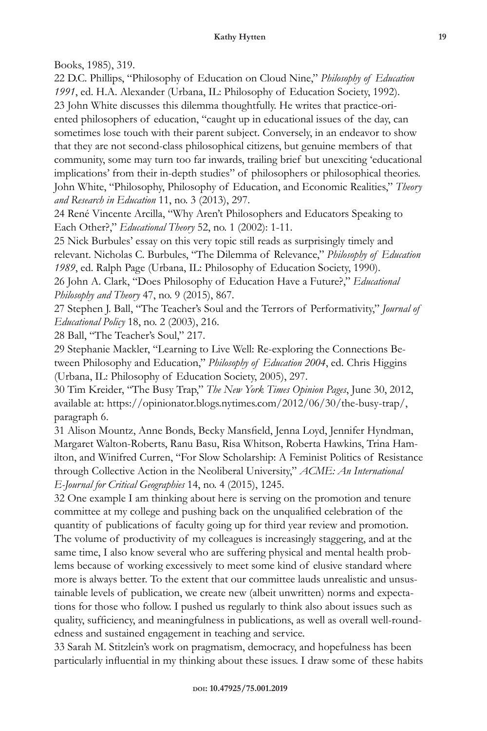Books, 1985), 319.

22 D.C. Phillips, "Philosophy of Education on Cloud Nine," *Philosophy of Education 1991*, ed. H.A. Alexander (Urbana, IL: Philosophy of Education Society, 1992).

23 John White discusses this dilemma thoughtfully. He writes that practice-oriented philosophers of education, "caught up in educational issues of the day, can sometimes lose touch with their parent subject. Conversely, in an endeavor to show that they are not second-class philosophical citizens, but genuine members of that community, some may turn too far inwards, trailing brief but unexciting 'educational implications' from their in-depth studies" of philosophers or philosophical theories. John White, "Philosophy, Philosophy of Education, and Economic Realities," *Theory and Research in Education* 11, no. 3 (2013), 297.

24 René Vincente Arcilla, "Why Aren't Philosophers and Educators Speaking to Each Other?," *Educational Theory* 52, no. 1 (2002): 1-11.

25 Nick Burbules' essay on this very topic still reads as surprisingly timely and relevant. Nicholas C. Burbules, "The Dilemma of Relevance," *Philosophy of Education 1989*, ed. Ralph Page (Urbana, IL: Philosophy of Education Society, 1990).

26 John A. Clark, "Does Philosophy of Education Have a Future?," *Educational Philosophy and Theory* 47, no. 9 (2015), 867.

27 Stephen J. Ball, "The Teacher's Soul and the Terrors of Performativity," *Journal of Educational Policy* 18, no. 2 (2003), 216.

28 Ball, "The Teacher's Soul," 217.

29 Stephanie Mackler, "Learning to Live Well: Re-exploring the Connections Between Philosophy and Education," *Philosophy of Education 2004*, ed. Chris Higgins (Urbana, IL: Philosophy of Education Society, 2005), 297.

30 Tim Kreider, "The Busy Trap," *The New York Times Opinion Pages*, June 30, 2012, available at: https://opinionator.blogs.nytimes.com/2012/06/30/the-busy-trap/, paragraph 6.

31 Alison Mountz, Anne Bonds, Becky Mansfield, Jenna Loyd, Jennifer Hyndman, Margaret Walton-Roberts, Ranu Basu, Risa Whitson, Roberta Hawkins, Trina Hamilton, and Winifred Curren, "For Slow Scholarship: A Feminist Politics of Resistance through Collective Action in the Neoliberal University," *ACME: An International E-Journal for Critical Geographies* 14, no. 4 (2015), 1245.

32 One example I am thinking about here is serving on the promotion and tenure committee at my college and pushing back on the unqualified celebration of the quantity of publications of faculty going up for third year review and promotion. The volume of productivity of my colleagues is increasingly staggering, and at the same time, I also know several who are suffering physical and mental health problems because of working excessively to meet some kind of elusive standard where more is always better. To the extent that our committee lauds unrealistic and unsustainable levels of publication, we create new (albeit unwritten) norms and expectations for those who follow. I pushed us regularly to think also about issues such as quality, sufficiency, and meaningfulness in publications, as well as overall well-roundedness and sustained engagement in teaching and service.

33 Sarah M. Stitzlein's work on pragmatism, democracy, and hopefulness has been particularly influential in my thinking about these issues. I draw some of these habits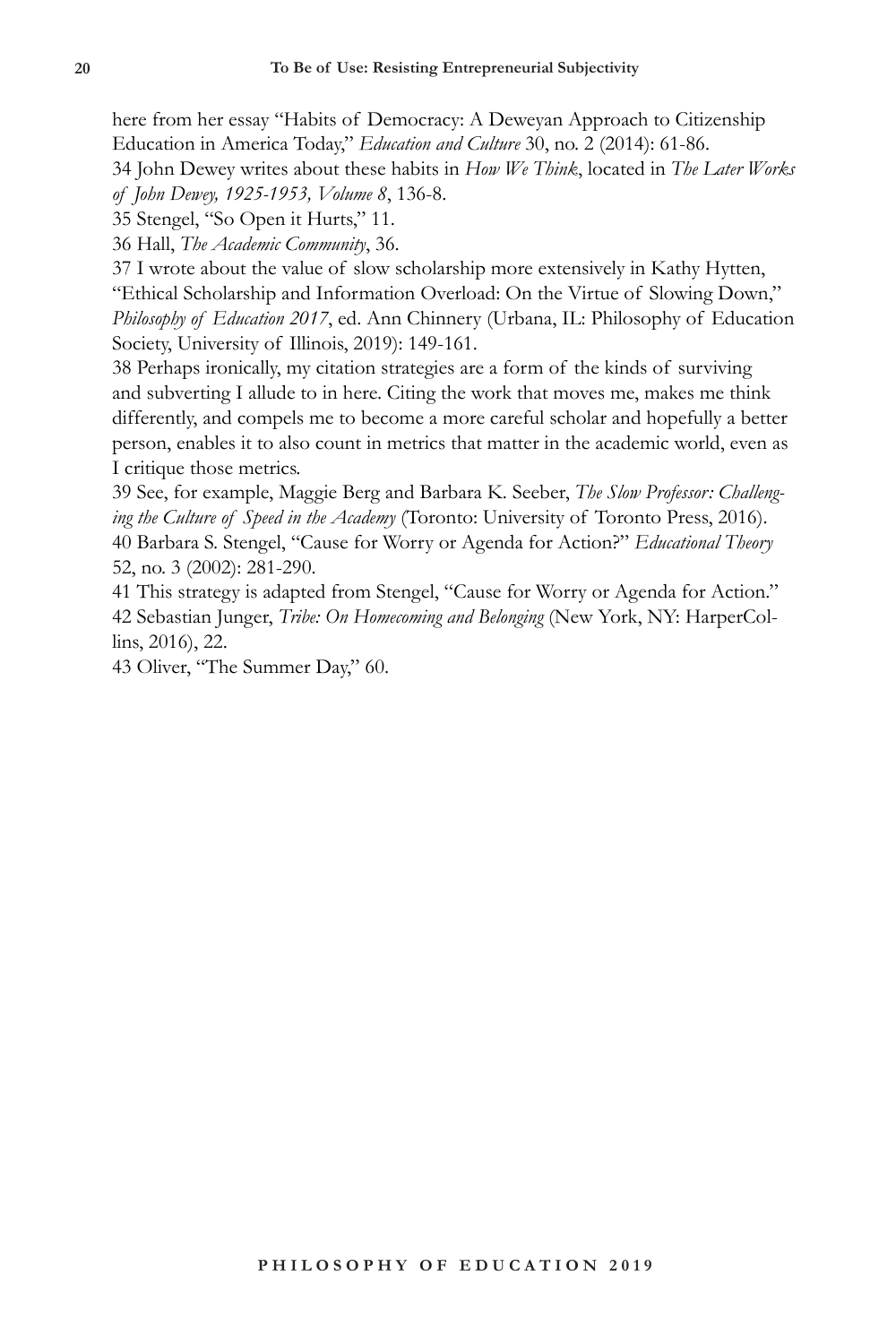here from her essay "Habits of Democracy: A Deweyan Approach to Citizenship Education in America Today," *Education and Culture* 30, no. 2 (2014): 61-86.

34 John Dewey writes about these habits in *How We Think*, located in *The Later Works of John Dewey, 1925-1953, Volume 8*, 136-8.

35 Stengel, "So Open it Hurts," 11.

36 Hall, *The Academic Community*, 36.

37 I wrote about the value of slow scholarship more extensively in Kathy Hytten, "Ethical Scholarship and Information Overload: On the Virtue of Slowing Down," *Philosophy of Education 2017*, ed. Ann Chinnery (Urbana, IL: Philosophy of Education Society, University of Illinois, 2019): 149-161.

38 Perhaps ironically, my citation strategies are a form of the kinds of surviving and subverting I allude to in here. Citing the work that moves me, makes me think differently, and compels me to become a more careful scholar and hopefully a better person, enables it to also count in metrics that matter in the academic world, even as I critique those metrics.

39 See, for example, Maggie Berg and Barbara K. Seeber, *The Slow Professor: Challenging the Culture of Speed in the Academy* (Toronto: University of Toronto Press, 2016).

40 Barbara S. Stengel, "Cause for Worry or Agenda for Action?" *Educational Theory* 52, no. 3 (2002): 281-290.

41 This strategy is adapted from Stengel, "Cause for Worry or Agenda for Action."

42 Sebastian Junger, *Tribe: On Homecoming and Belonging* (New York, NY: HarperCollins, 2016), 22.

43 Oliver, "The Summer Day," 60.